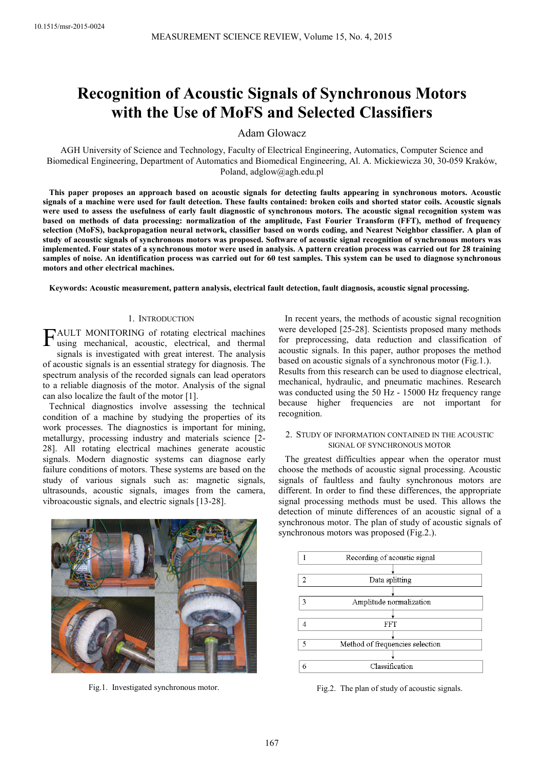10.1515/msr-2015-0024

# Recognition of Acoustic Signals of Synchronous Motors with the Use of MoFS and Selected Classifiers

Adam Glowacz

AGH University of Science and Technology, Faculty of Electrical Engineering, Automatics, Computer Science and Biomedical Engineering, Department of Automatics and Biomedical Engineering, Al. A. Mickiewicza 30, 30-059 Kraków, Poland, adglow@agh.edu.pl

**This paper proposes an approach based on acoustic signals for detecting faults appearing in synchronous motors. Acoustic signals of a machine were used for fault detection. These faults contained: broken coils and shorted stator coils. Acoustic signals were used to assess the usefulness of early fault diagnostic of synchronous motors. The acoustic signal recognition system was based on methods of data processing: normalization of the amplitude, Fast Fourier Transform (FFT), method of frequency selection (MoFS), backpropagation neural network, classifier based on words coding, and Nearest Neighbor classifier. A plan of study of acoustic signals of synchronous motors was proposed. Software of acoustic signal recognition of synchronous motors was implemented. Four states of a synchronous motor were used in analysis. A pattern creation process was carried out for 28 training samples of noise. An identification process was carried out for 60 test samples. This system can be used to diagnose synchronous motors and other electrical machines.**

**Keywords: Acoustic measurement, pattern analysis, electrical fault detection, fault diagnosis, acoustic signal processing.**

## 1. Introduction

FAULT MONITORING of rotating electrical machines using mechanical, acoustic, electrical, and thermal signals is investigated with great interest. The analysis of acoustic signals is an essential strategy for diagnosis. The spectrum analysis of the recorded signals can lead operators to a reliable diagnosis of the motor. Analysis of the signal can also localize the fault of the motor [1].

Technical diagnostics involve assessing the technical condition of a machine by studying the properties of its work processes. The diagnostics is important for mining, metallurgy, processing industry and materials science [2-28]. All rotating electrical machines generate acoustic signals. Modern diagnostic systems can diagnose early failure conditions of motors. These systems are based on the study of various signals such as: magnetic signals, ultrasounds, acoustic signals, images from the camera, vibroacoustic signals, and electric signals [13-28].

Fig.1. Investigated synchronous motor.

In recent years, the methods of acoustic signal recognition were developed [25-28]. Scientists proposed many methods for preprocessing, data reduction and classification of acoustic signals. In this paper, author proposes the method based on acoustic signals of a synchronous motor (Fig.1.). Results from this research can be used to diagnose electrical, mechanical, hydraulic, and pneumatic machines. Research was conducted using the 50 Hz - 15000 Hz frequency range because higher frequencies are not important for recognition.

## 2. Study of information contained in the acoustic signal of synchronous motor

The greatest difficulties appear when the operator must choose the methods of acoustic signal processing. Acoustic signals of faultless and faulty synchronous motors are different. In order to find these differences, the appropriate signal processing methods must be used. This allows the detection of minute differences of an acoustic signal of a synchronous motor. The plan of study of acoustic signals of synchronous motors was proposed (Fig.2.).

| | |
|---|---|
| 1 | Recording of acoustic signal |
| 2 | Data splitting |
| 3 | Amplitude normalization |
| 4 | FFT |
| 5 | Method of frequencies selection |
| 6 | Classification |

Fig.2. The plan of study of acoustic signals.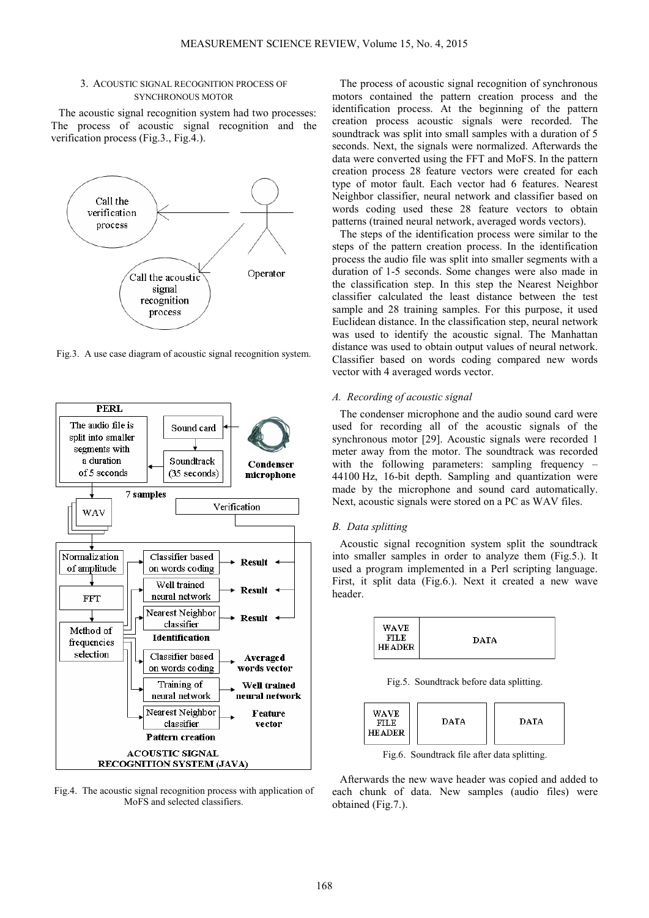### 3. ACOUSTIC SIGNAL RECOGNITION PROCESS OF SYNCHRONOUS MOTOR

The acoustic signal recognition system had two processes: The process of acoustic signal recognition and the verification process (Fig.3., Fig.4.).

Fig.3. A use case diagram of acoustic signal recognition system.

Fig.4. The acoustic signal recognition process with application of MoFS and selected classifiers.

The process of acoustic signal recognition of synchronous motors contained the pattern creation process and the identification process. At the beginning of the pattern creation process acoustic signals were recorded. The soundtrack was split into small samples with a duration of 5 seconds. Next, the signals were normalized. Afterwards the data were converted using the FFT and MoFS. In the pattern creation process 28 feature vectors were created for each type of motor fault. Each vector had 6 features. Nearest Neighbor classifier, neural network and classifier based on words coding used these 28 feature vectors to obtain patterns (trained neural network, averaged words vectors).

The steps of the identification process were similar to the steps of the pattern creation process. In the identification process the audio file was split into smaller segments with a duration of 1-5 seconds. Some changes were also made in the classification step. In this step the Nearest Neighbor classifier calculated the least distance between the test sample and 28 training samples. For this purpose, it used Euclidean distance. In the classification step, neural network was used to identify the acoustic signal. The Manhattan distance was used to obtain output values of neural network. Classifier based on words coding compared new words vector with 4 averaged words vector.

#### *A. Recording of acoustic signal*

The condenser microphone and the audio sound card were used for recording all of the acoustic signals of the synchronous motor [29]. Acoustic signals were recorded 1 meter away from the motor. The soundtrack was recorded with the following parameters: sampling frequency – 44100 Hz, 16-bit depth. Sampling and quantization were made by the microphone and sound card automatically. Next, acoustic signals were stored on a PC as WAV files.

#### *B. Data splitting*

Acoustic signal recognition system split the soundtrack into smaller samples in order to analyze them (Fig.5.). It used a program implemented in a Perl scripting language. First, it split data (Fig.6.). Next it created a new wave header.

Fig.5. Soundtrack before data splitting.

Fig.6. Soundtrack file after data splitting.

Afterwards the new wave header was copied and added to each chunk of data. New samples (audio files) were obtained (Fig.7.).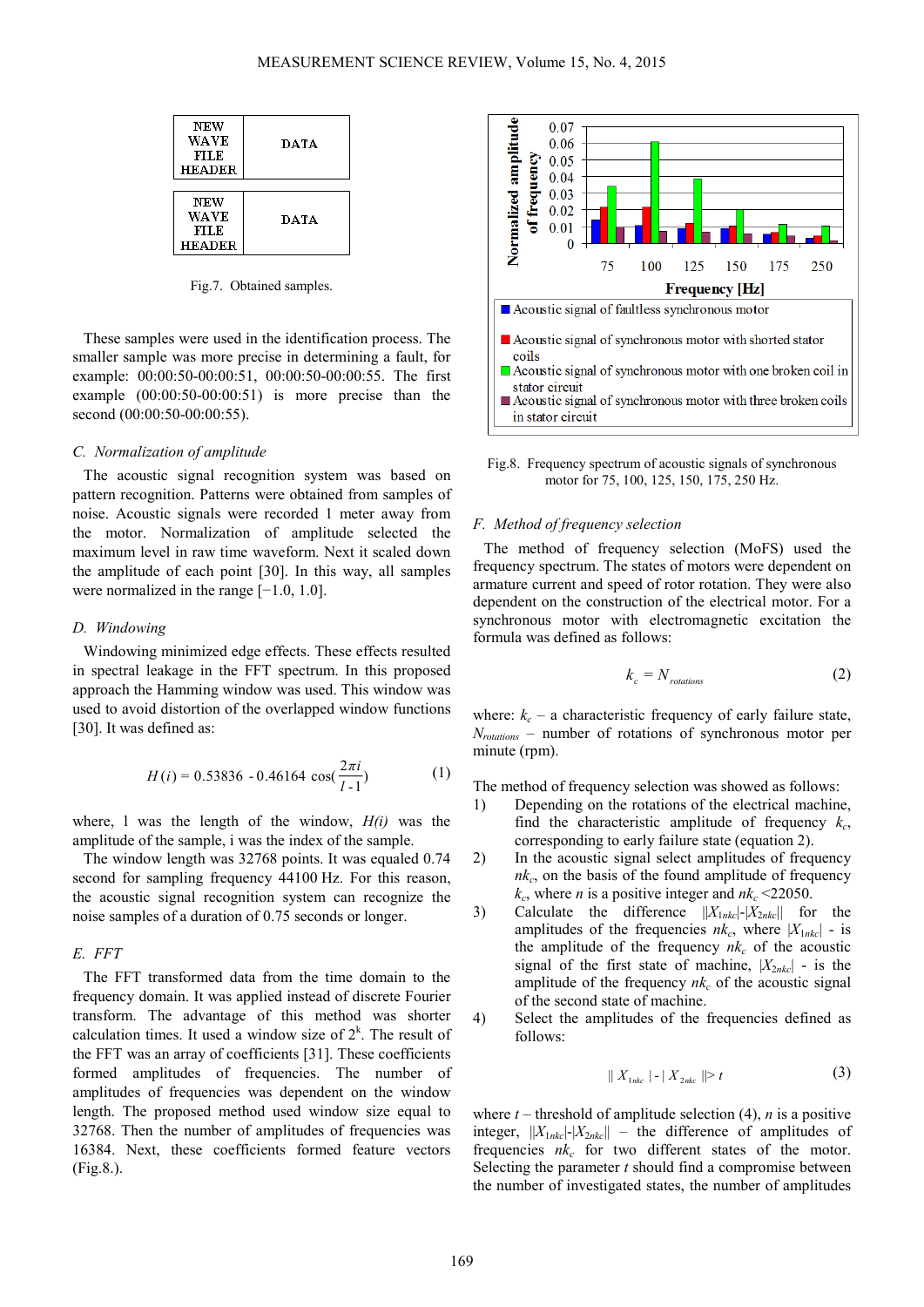| NEW WAVE FILE HEADER | DATA |
|---|---|
| NEW WAVE FILE HEADER | DATA |

Fig.7. Obtained samples.

These samples were used in the identification process. The smaller sample was more precise in determining a fault, for example: 00:00:50-00:00:51, 00:00:50-00:00:55. The first example (00:00:50-00:00:51) is more precise than the second (00:00:50-00:00:55).

### C. Normalization of amplitude

The acoustic signal recognition system was based on pattern recognition. Patterns were obtained from samples of noise. Acoustic signals were recorded 1 meter away from the motor. Normalization of amplitude selected the maximum level in raw time waveform. Next it scaled down the amplitude of each point [30]. In this way, all samples were normalized in the range [−1.0, 1.0].

### D. Windowing

Windowing minimized edge effects. These effects resulted in spectral leakage in the FFT spectrum. In this proposed approach the Hamming window was used. This window was used to avoid distortion of the overlapped window functions [30]. It was defined as:

$$H(i) = 0.53836 - 0.46164 \cos\left(\frac{2\pi i}{l-1}\right) \quad (1)$$

where, l was the length of the window, *H(i)* was the amplitude of the sample, i was the index of the sample.

The window length was 32768 points. It was equaled 0.74 second for sampling frequency 44100 Hz. For this reason, the acoustic signal recognition system can recognize the noise samples of a duration of 0.75 seconds or longer.

### E. FFT

The FFT transformed data from the time domain to the frequency domain. It was applied instead of discrete Fourier transform. The advantage of this method was shorter calculation times. It used a window size of $2^k$. The result of the FFT was an array of coefficients [31]. These coefficients formed amplitudes of frequencies. The number of amplitudes of frequencies was dependent on the window length. The proposed method used window size equal to 32768. Then the number of amplitudes of frequencies was 16384. Next, these coefficients formed feature vectors (Fig.8.).

Fig.8. Frequency spectrum of acoustic signals of synchronous motor for 75, 100, 125, 150, 175, 250 Hz.

### F. Method of frequency selection

The method of frequency selection (MoFS) used the frequency spectrum. The states of motors were dependent on armature current and speed of rotor rotation. They were also dependent on the construction of the electrical motor. For a synchronous motor with electromagnetic excitation the formula was defined as follows:

$$k_c = N_{rotations} \quad (2)$$

where: $k_c$ – a characteristic frequency of early failure state, $N_{rotations}$ – number of rotations of synchronous motor per minute (rpm).

The method of frequency selection was showed as follows:

1) Depending on the rotations of the electrical machine, find the characteristic amplitude of frequency $k_c$, corresponding to early failure state (equation 2).
2) In the acoustic signal select amplitudes of frequency $nk_c$, on the basis of the found amplitude of frequency $k_c$, where $n$ is a positive integer and $nk_c$ <22050.
3) Calculate the difference $||X_{1nkc}|-|X_{2nkc}||$ for the amplitudes of frequencies $nk_c$, where $|X_{1nkc}|$ - is the amplitude of the frequency $nk_c$ of the acoustic signal of the first state of machine, $|X_{2nkc}|$ - is the amplitude of the frequency $nk_c$ of the acoustic signal of the second state of machine.
4) Select the amplitudes of the frequencies defined as follows:

$$\| X_{1nkc} | - | X_{2nkc} \| > t \quad (3)$$

where $t$ – threshold of amplitude selection (4), $n$ is a positive integer, $||X_{1nkc}|-|X_{2nkc}||$ – the difference of amplitudes of frequencies $nk_c$ for two different states of the motor. Selecting the parameter $t$ should find a compromise between the number of investigated states, the number of amplitudes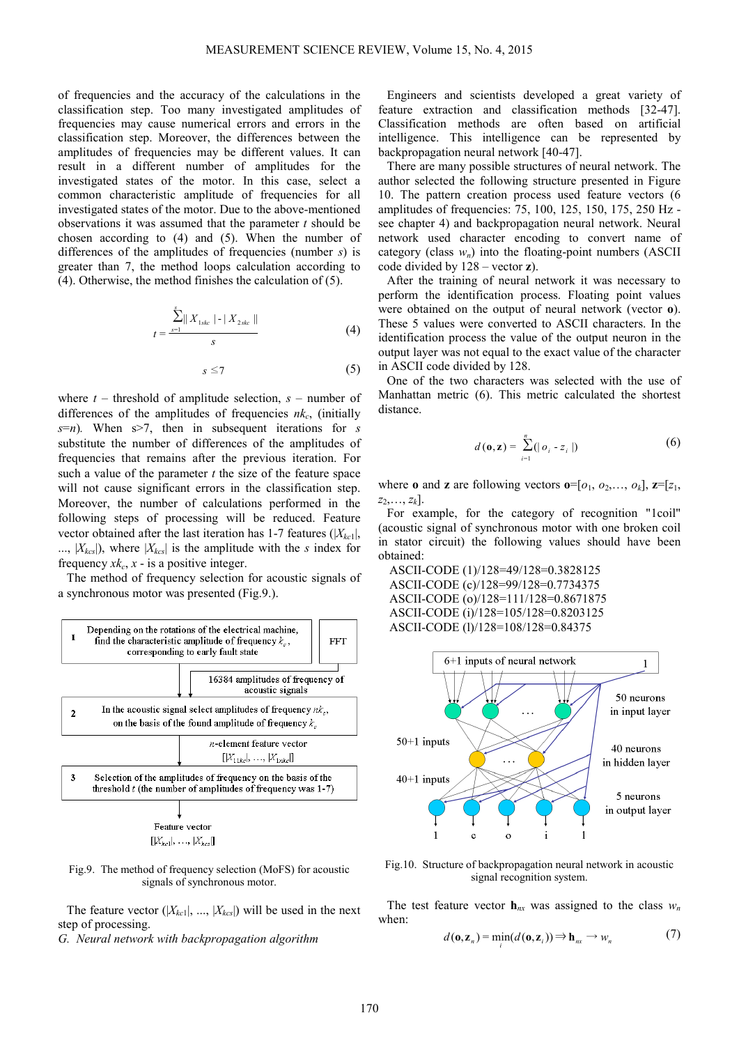of frequencies and the accuracy of the calculations in the classification step. Too many investigated amplitudes of frequencies may cause numerical errors and errors in the classification step. Moreover, the differences between the amplitudes of frequencies may be different values. It can result in a different number of amplitudes for the investigated states of the motor. In this case, select a common characteristic amplitude of frequencies for all investigated states of the motor. Due to the above-mentioned observations it was assumed that the parameter $t$ should be chosen according to (4) and (5). When the number of differences of the amplitudes of frequencies (number $s$) is greater than 7, the method loops calculation according to (4). Otherwise, the method finishes the calculation of (5).

$$t = \frac{\sum_{s=1}^{s} \| X_{1skc} | - | X_{2skc} \|}{s} \tag{4}$$

$$s \leq 7 \tag{5}$$

where $t$ – threshold of amplitude selection, $s$ – number of differences of the amplitudes of frequencies $nk_c$, (initially $s$=$n$). When s>7, then in subsequent iterations for $s$ substitute the number of differences of the amplitudes of frequencies that remains after the previous iteration. For such a value of the parameter $t$ the size of the feature space will not cause significant errors in the classification step. Moreover, the number of calculations performed in the following steps of processing will be reduced. Feature vector obtained after the last iteration has 1-7 features ($|X_{kc1}|$, ..., $|X_{kcs}|$), where $|X_{kcs}|$ is the amplitude with the $s$ index for frequency $xk_c$, $x$ - is a positive integer.

The method of frequency selection for acoustic signals of a synchronous motor was presented (Fig.9.).

Fig.9. The method of frequency selection (MoFS) for acoustic signals of synchronous motor.

The feature vector ($|X_{kc1}|$, ..., $|X_{kcs}|$) will be used in the next step of processing.

*G. Neural network with backpropagation algorithm*

Engineers and scientists developed a great variety of feature extraction and classification methods [32-47]. Classification methods are often based on artificial intelligence. This intelligence can be represented by backpropagation neural network [40-47].

There are many possible structures of neural network. The author selected the following structure presented in Figure 10. The pattern creation process used feature vectors (6 amplitudes of frequencies: 75, 100, 125, 150, 175, 250 Hz - see chapter 4) and backpropagation neural network. Neural network used character encoding to convert name of category (class $w_n$) into the floating-point numbers (ASCII code divided by 128 – vector **z**).

After the training of neural network it was necessary to perform the identification process. Floating point values were obtained on the output of neural network (vector **o**). These 5 values were converted to ASCII characters. In the identification process the value of the output neuron in the output layer was not equal to the exact value of the character in ASCII code divided by 128.

One of the two characters was selected with the use of Manhattan metric (6). This metric calculated the shortest distance.

$$d(\mathbf{o}, \mathbf{z}) = \sum_{i=1}^{n} (| o_i - z_i |) \tag{6}$$

where **o** and **z** are following vectors $\mathbf{o}=[o_1, o_2,\ldots, o_k]$, $\mathbf{z}=[z_1, z_2,\ldots, z_k]$.

For example, for the category of recognition "1coil" (acoustic signal of synchronous motor with one broken coil in stator circuit) the following values should have been obtained:

ASCII-CODE (1)/128=49/128=0.3828125
ASCII-CODE (c)/128=99/128=0.7734375
ASCII-CODE (o)/128=111/128=0.8671875
ASCII-CODE (i)/128=105/128=0.8203125
ASCII-CODE (l)/128=108/128=0.84375

Fig.10. Structure of backpropagation neural network in acoustic signal recognition system.

The test feature vector $\mathbf{h}_{nx}$ was assigned to the class $w_n$ when:

$$d(\mathbf{o}, \mathbf{z}_n) = \min_i (d(\mathbf{o}, \mathbf{z}_i)) \Rightarrow \mathbf{h}_{nx} \rightarrow w_n \tag{7}$$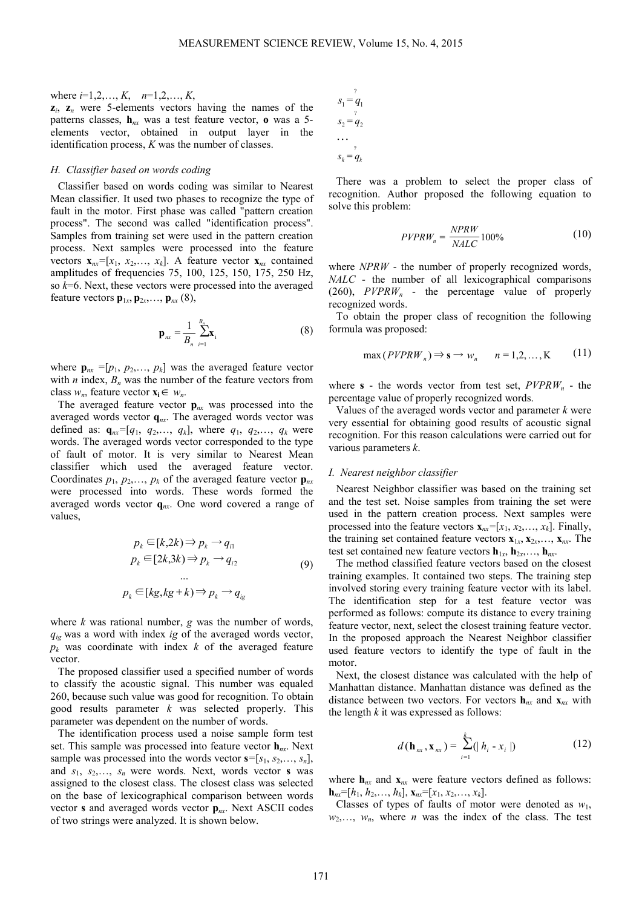where $i$=1,2,…, $K$, $n$=1,2,…, $K$,

$\mathbf{z}_i$, $\mathbf{z}_n$ were 5-elements vectors having the names of the patterns classes, $\mathbf{h}_{nx}$ was a test feature vector, $\mathbf{o}$ was a 5-elements vector, obtained in output layer in the identification process, $K$ was the number of classes.

### *H. Classifier based on words coding*

Classifier based on words coding was similar to Nearest Mean classifier. It used two phases to recognize the type of fault in the motor. First phase was called "pattern creation process". The second was called "identification process". Samples from training set were used in the pattern creation process. Next samples were processed into the feature vectors $\mathbf{x}_{nx}=[x_1, x_2,…, x_k]$. A feature vector $\mathbf{x}_{nx}$ contained amplitudes of frequencies 75, 100, 125, 150, 175, 250 Hz, so $k$=6. Next, these vectors were processed into the averaged feature vectors $\mathbf{p}_{1x}, \mathbf{p}_{2x},…, \mathbf{p}_{nx}$ (8),

$$\mathbf{p}_{nx} = \frac{1}{B_n}\sum_{i=1}^{B_n}\mathbf{x}_i \tag{8}$$

where $\mathbf{p}_{nx}=[p_1, p_2,…, p_k]$ was the averaged feature vector with $n$ index, $B_n$ was the number of the feature vectors from class $w_n$, feature vector $\mathbf{x}_i \in w_n$.

The averaged feature vector $\mathbf{p}_{nx}$ was processed into the averaged words vector $\mathbf{q}_{nx}$. The averaged words vector was defined as: $\mathbf{q}_{nx}=[q_1, q_2,…, q_k]$, where $q_1, q_2,…, q_k$ were words. The averaged words vector corresponded to the type of fault of motor. It is very similar to Nearest Mean classifier which used the averaged feature vector. Coordinates $p_1, p_2,…, p_k$ of the averaged feature vector $\mathbf{p}_{nx}$ were processed into words. These words formed the averaged words vector $\mathbf{q}_{nx}$. One word covered a range of values,

$$\begin{gathered} p_k \in [k, 2k) \Rightarrow p_k \rightarrow q_{i1} \\ p_k \in [2k, 3k) \Rightarrow p_k \rightarrow q_{i2} \\ \dots \\ p_k \in [kg, kg+k) \Rightarrow p_k \rightarrow q_{ig} \end{gathered} \tag{9}$$

where $k$ was rational number, $g$ was the number of words, $q_{ig}$ was a word with index $ig$ of the averaged words vector, $p_k$ was coordinate with index $k$ of the averaged feature vector.

The proposed classifier used a specified number of words to classify the acoustic signal. This number was equaled 260, because such value was good for recognition. To obtain good results parameter $k$ was selected properly. This parameter was dependent on the number of words.

The identification process used a noise sample form test set. This sample was processed into feature vector $\mathbf{h}_{nx}$. Next sample was processed into the words vector $\mathbf{s}=[s_1, s_2,…, s_n]$, and $s_1, s_2,…, s_n$ were words. Next, words vector $\mathbf{s}$ was assigned to the closest class. The closest class was selected on the base of lexicographical comparison between words vector $\mathbf{s}$ and averaged words vector $\mathbf{p}_{nx}$. Next ASCII codes of two strings were analyzed. It is shown below.

$$\begin{gathered} s_1 \overset{?}{=} q_1 \\ s_2 \overset{?}{=} q_2 \\ \dots \\ s_k \overset{?}{=} q_k \end{gathered}$$

There was a problem to select the proper class of recognition. Author proposed the following equation to solve this problem:

$$PVPRW_n = \frac{NPRW}{NALC}100\% \tag{10}$$

where $NPRW$ - the number of properly recognized words, $NALC$ - the number of all lexicographical comparisons (260), $PVPRW_n$ - the percentage value of properly recognized words.

To obtain the proper class of recognition the following formula was proposed:

$$\max(PVPRW_n) \Rightarrow \mathbf{s} \rightarrow w_n \qquad n = 1,2,\dots,\mathrm{K} \tag{11}$$

where $\mathbf{s}$ - the words vector from test set, $PVPRW_n$ - the percentage value of properly recognized words.

Values of the averaged words vector and parameter $k$ were very essential for obtaining good results of acoustic signal recognition. For this reason calculations were carried out for various parameters $k$.

### *I. Nearest neighbor classifier*

Nearest Neighbor classifier was based on the training set and the test set. Noise samples from training the set were used in the pattern creation process. Next samples were processed into the feature vectors $\mathbf{x}_{nx}=[x_1, x_2,…, x_k]$. Finally, the training set contained feature vectors $\mathbf{x}_{1x}, \mathbf{x}_{2x},…, \mathbf{x}_{nx}$. The test set contained new feature vectors $\mathbf{h}_{1x}, \mathbf{h}_{2x},…, \mathbf{h}_{nx}$.

The method classified feature vectors based on the closest training examples. It contained two steps. The training step involved storing every training feature vector with its label. The identification step for a test feature vector was performed as follows: compute its distance to every training feature vector, next, select the closest training feature vector. In the proposed approach the Nearest Neighbor classifier used feature vectors to identify the type of fault in the motor.

Next, the closest distance was calculated with the help of Manhattan distance. Manhattan distance was defined as the distance between two vectors. For vectors $\mathbf{h}_{nx}$ and $\mathbf{x}_{nx}$ with the length $k$ it was expressed as follows:

$$d(\mathbf{h}_{nx}, \mathbf{x}_{nx}) = \sum_{i=1}^{k}(|\, h_i - x_i \,|) \tag{12}$$

where $\mathbf{h}_{nx}$ and $\mathbf{x}_{nx}$ were feature vectors defined as follows: $\mathbf{h}_{nx}=[h_1, h_2,…, h_k]$, $\mathbf{x}_{nx}=[x_1, x_2,…, x_k]$.

Classes of types of faults of motor were denoted as $w_1$, $w_2$,…, $w_n$, where $n$ was the index of the class. The test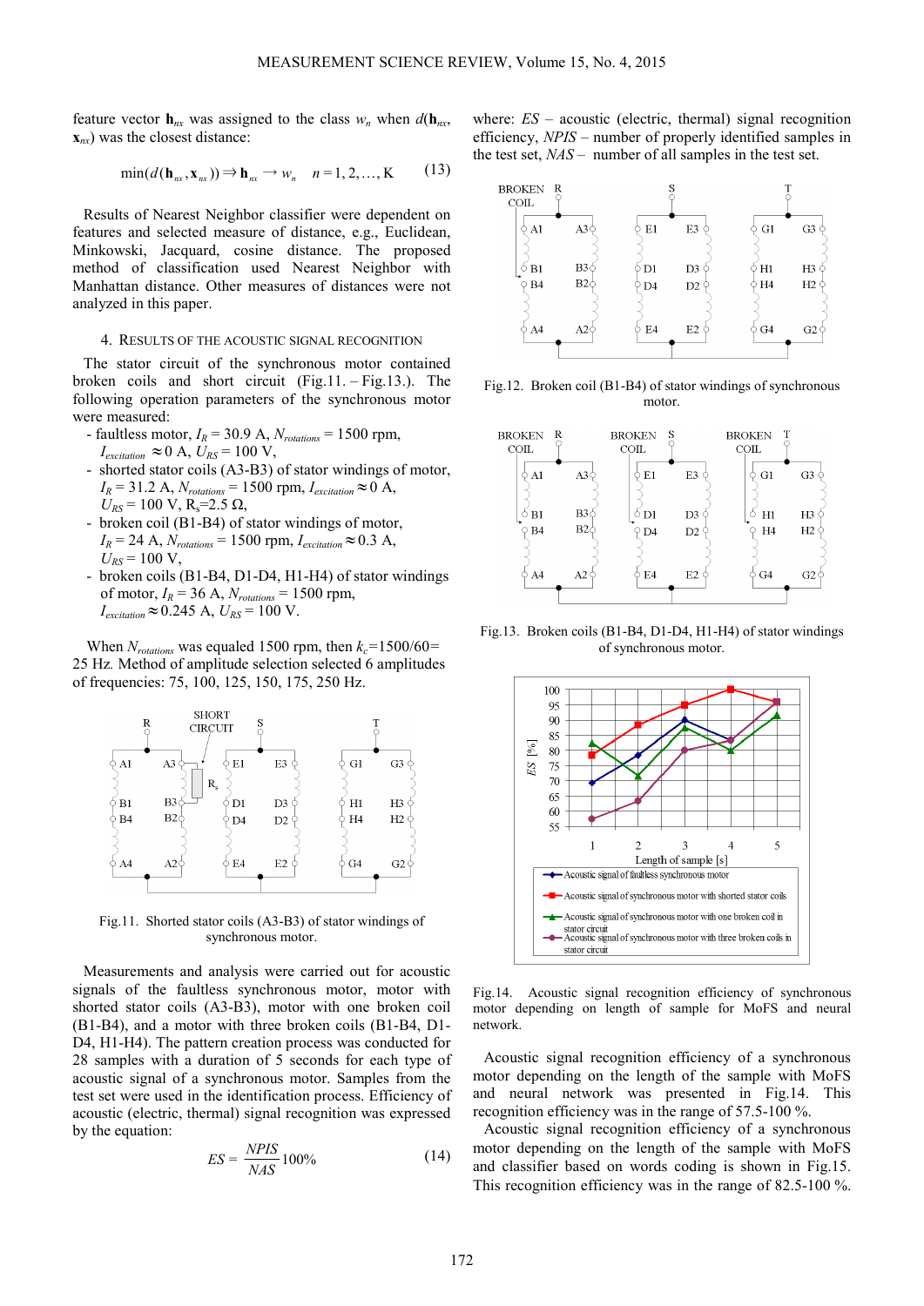feature vector $\mathbf{h}_{nx}$ was assigned to the class $w_n$ when $d(\mathbf{h}_{nx}, \mathbf{x}_{nx})$ was the closest distance:

$$\min(d(\mathbf{h}_{nx}, \mathbf{x}_{nx})) \Rightarrow \mathbf{h}_{nx} \rightarrow w_n \quad n = 1, 2, \ldots, K \tag{13}$$

Results of Nearest Neighbor classifier were dependent on features and selected measure of distance, e.g., Euclidean, Minkowski, Jacquard, cosine distance. The proposed method of classification used Nearest Neighbor with Manhattan distance. Other measures of distances were not analyzed in this paper.

## 4. Results of the acoustic signal recognition

The stator circuit of the synchronous motor contained broken coils and short circuit (Fig.11. – Fig.13.). The following operation parameters of the synchronous motor were measured:

- faultless motor, $I_R = 30.9$ A, $N_{rotations} = 1500$ rpm, $I_{excitation} \approx 0$ A, $U_{RS} = 100$ V,
- shorted stator coils (A3-B3) of stator windings of motor, $I_R = 31.2$ A, $N_{rotations} = 1500$ rpm, $I_{excitation} \approx 0$ A, $U_{RS} = 100$ V, $R_s = 2.5$ Ω,
- broken coil (B1-B4) of stator windings of motor, $I_R = 24$ A, $N_{rotations} = 1500$ rpm, $I_{excitation} \approx 0.3$ A, $U_{RS} = 100$ V,
- broken coils (B1-B4, D1-D4, H1-H4) of stator windings of motor, $I_R = 36$ A, $N_{rotations} = 1500$ rpm, $I_{excitation} \approx 0.245$ A, $U_{RS} = 100$ V.

When $N_{rotations}$ was equaled 1500 rpm, then $k_c$=1500/60= 25 Hz. Method of amplitude selection selected 6 amplitudes of frequencies: 75, 100, 125, 150, 175, 250 Hz.

Fig.11. Shorted stator coils (A3-B3) of stator windings of synchronous motor.

Measurements and analysis were carried out for acoustic signals of the faultless synchronous motor, motor with shorted stator coils (A3-B3), motor with one broken coil (B1-B4), and a motor with three broken coils (B1-B4, D1-D4, H1-H4). The pattern creation process was conducted for 28 samples with a duration of 5 seconds for each type of acoustic signal of a synchronous motor. Samples from the test set were used in the identification process. Efficiency of acoustic (electric, thermal) signal recognition was expressed by the equation:

$$ES = \frac{NPIS}{NAS} 100\% \tag{14}$$

where: *ES* – acoustic (electric, thermal) signal recognition efficiency, *NPIS* – number of properly identified samples in the test set, *NAS* – number of all samples in the test set.

Fig.12. Broken coil (B1-B4) of stator windings of synchronous motor.

Fig.13. Broken coils (B1-B4, D1-D4, H1-H4) of stator windings of synchronous motor.

Fig.14. Acoustic signal recognition efficiency of synchronous motor depending on length of sample for MoFS and neural network.

Acoustic signal recognition efficiency of a synchronous motor depending on the length of the sample with MoFS and neural network was presented in Fig.14. This recognition efficiency was in the range of 57.5-100 %.

Acoustic signal recognition efficiency of a synchronous motor depending on the length of the sample with MoFS and classifier based on words coding is shown in Fig.15. This recognition efficiency was in the range of 82.5-100 %.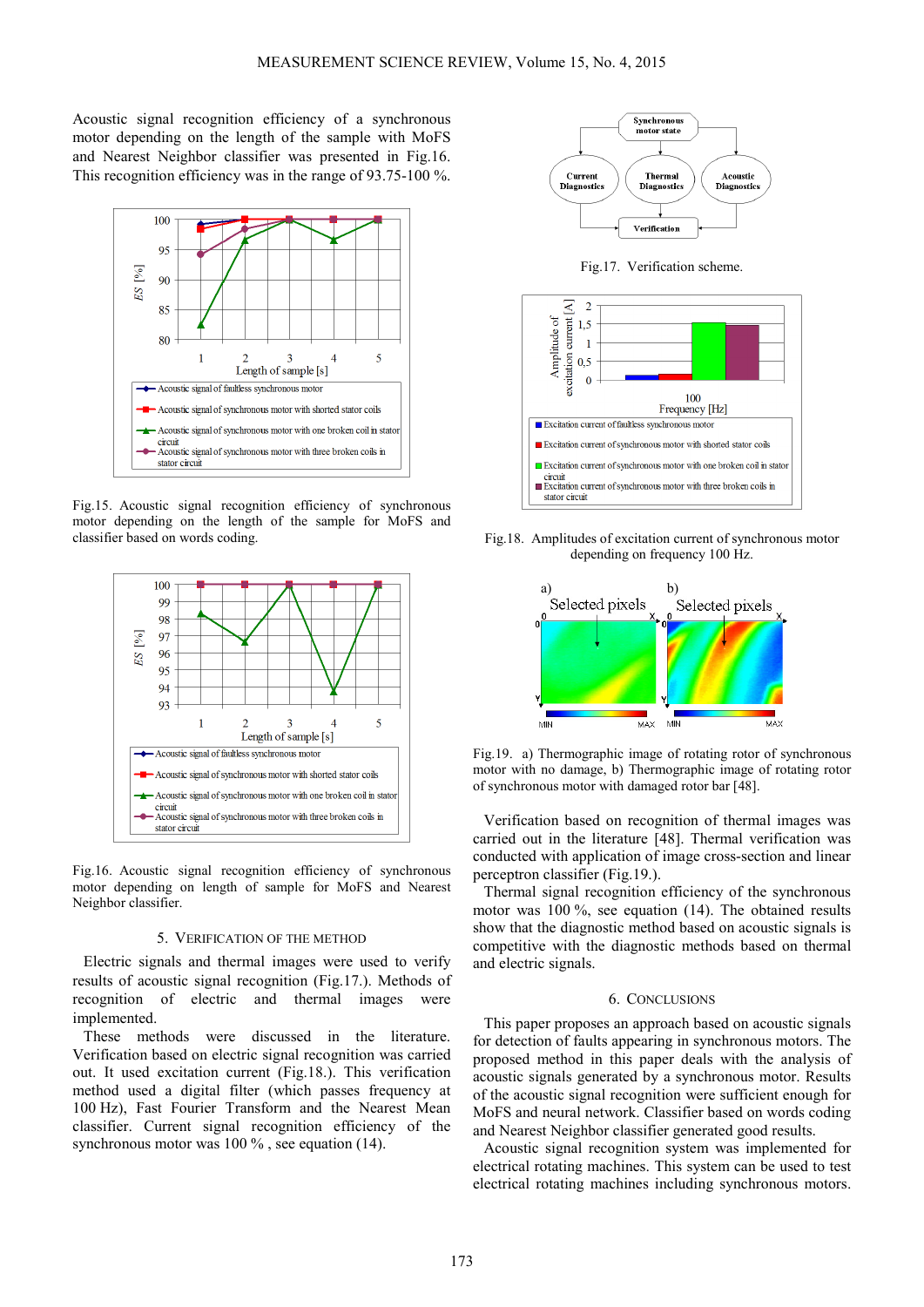Acoustic signal recognition efficiency of a synchronous motor depending on the length of the sample with MoFS and Nearest Neighbor classifier was presented in Fig.16. This recognition efficiency was in the range of 93.75-100 %.

Fig.15. Acoustic signal recognition efficiency of synchronous motor depending on the length of the sample for MoFS and classifier based on words coding.

Fig.16. Acoustic signal recognition efficiency of synchronous motor depending on length of sample for MoFS and Nearest Neighbor classifier.

## 5. VERIFICATION OF THE METHOD

Electric signals and thermal images were used to verify results of acoustic signal recognition (Fig.17.). Methods of recognition of electric and thermal images were implemented.

These methods were discussed in the literature. Verification based on electric signal recognition was carried out. It used excitation current (Fig.18.). This verification method used a digital filter (which passes frequency at 100 Hz), Fast Fourier Transform and the Nearest Mean classifier. Current signal recognition efficiency of the synchronous motor was 100 % , see equation (14).

Fig.17. Verification scheme.

Fig.18. Amplitudes of excitation current of synchronous motor depending on frequency 100 Hz.

Fig.19. a) Thermographic image of rotating rotor of synchronous motor with no damage, b) Thermographic image of rotating rotor of synchronous motor with damaged rotor bar [48].

Verification based on recognition of thermal images was carried out in the literature [48]. Thermal verification was conducted with application of image cross-section and linear perceptron classifier (Fig.19.).

Thermal signal recognition efficiency of the synchronous motor was 100 %, see equation (14). The obtained results show that the diagnostic method based on acoustic signals is competitive with the diagnostic methods based on thermal and electric signals.

## 6. CONCLUSIONS

This paper proposes an approach based on acoustic signals for detection of faults appearing in synchronous motors. The proposed method in this paper deals with the analysis of acoustic signals generated by a synchronous motor. Results of the acoustic signal recognition were sufficient enough for MoFS and neural network. Classifier based on words coding and Nearest Neighbor classifier generated good results.

Acoustic signal recognition system was implemented for electrical rotating machines. This system can be used to test electrical rotating machines including synchronous motors.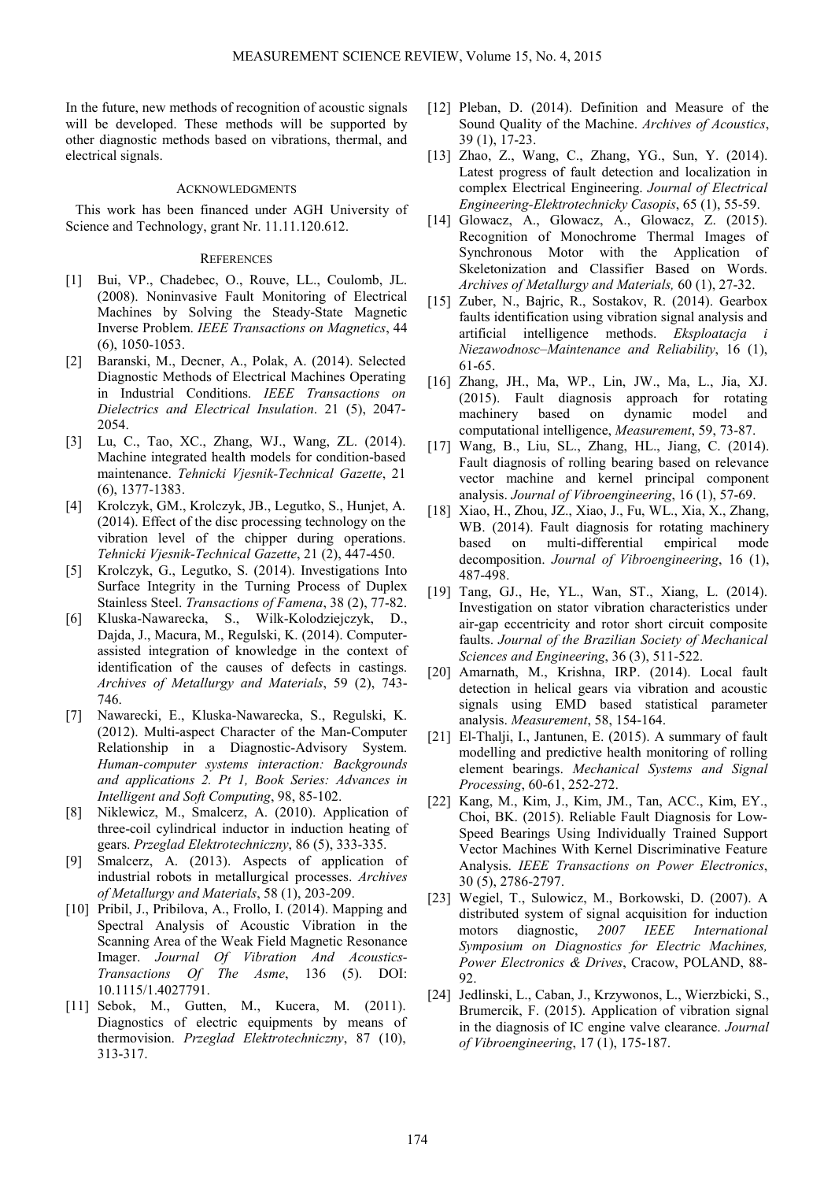In the future, new methods of recognition of acoustic signals will be developed. These methods will be supported by other diagnostic methods based on vibrations, thermal, and electrical signals.

## ACKNOWLEDGMENTS

This work has been financed under AGH University of Science and Technology, grant Nr. 11.11.120.612.

## REFERENCES

[1] Bui, VP., Chadebec, O., Rouve, LL., Coulomb, JL. (2008). Noninvasive Fault Monitoring of Electrical Machines by Solving the Steady-State Magnetic Inverse Problem. *IEEE Transactions on Magnetics*, 44 (6), 1050-1053.

[2] Baranski, M., Decner, A., Polak, A. (2014). Selected Diagnostic Methods of Electrical Machines Operating in Industrial Conditions. *IEEE Transactions on Dielectrics and Electrical Insulation*. 21 (5), 2047-2054.

[3] Lu, C., Tao, XC., Zhang, WJ., Wang, ZL. (2014). Machine integrated health models for condition-based maintenance. *Tehnicki Vjesnik-Technical Gazette*, 21 (6), 1377-1383.

[4] Krolczyk, GM., Krolczyk, JB., Legutko, S., Hunjet, A. (2014). Effect of the disc processing technology on the vibration level of the chipper during operations. *Tehnicki Vjesnik-Technical Gazette*, 21 (2), 447-450.

[5] Krolczyk, G., Legutko, S. (2014). Investigations Into Surface Integrity in the Turning Process of Duplex Stainless Steel. *Transactions of Famena*, 38 (2), 77-82.

[6] Kluska-Nawarecka, S., Wilk-Kolodziejczyk, D., Dajda, J., Macura, M., Regulski, K. (2014). Computer-assisted integration of knowledge in the context of identification of the causes of defects in castings. *Archives of Metallurgy and Materials*, 59 (2), 743-746.

[7] Nawarecki, E., Kluska-Nawarecka, S., Regulski, K. (2012). Multi-aspect Character of the Man-Computer Relationship in a Diagnostic-Advisory System. *Human-computer systems interaction: Backgrounds and applications 2. Pt 1, Book Series: Advances in Intelligent and Soft Computing*, 98, 85-102.

[8] Niklewicz, M., Smalcerz, A. (2010). Application of three-coil cylindrical inductor in induction heating of gears. *Przeglad Elektrotechniczny*, 86 (5), 333-335.

[9] Smalcerz, A. (2013). Aspects of application of industrial robots in metallurgical processes. *Archives of Metallurgy and Materials*, 58 (1), 203-209.

[10] Pribil, J., Pribilova, A., Frollo, I. (2014). Mapping and Spectral Analysis of Acoustic Vibration in the Scanning Area of the Weak Field Magnetic Resonance Imager. *Journal Of Vibration And Acoustics-Transactions Of The Asme*, 136 (5). DOI: 10.1115/1.4027791.

[11] Sebok, M., Gutten, M., Kucera, M. (2011). Diagnostics of electric equipments by means of thermovision. *Przeglad Elektrotechniczny*, 87 (10), 313-317.

[12] Pleban, D. (2014). Definition and Measure of the Sound Quality of the Machine. *Archives of Acoustics*, 39 (1), 17-23.

[13] Zhao, Z., Wang, C., Zhang, YG., Sun, Y. (2014). Latest progress of fault detection and localization in complex Electrical Engineering. *Journal of Electrical Engineering-Elektrotechnicky Casopis*, 65 (1), 55-59.

[14] Glowacz, A., Glowacz, A., Glowacz, Z. (2015). Recognition of Monochrome Thermal Images of Synchronous Motor with the Application of Skeletonization and Classifier Based on Words. *Archives of Metallurgy and Materials,* 60 (1), 27-32.

[15] Zuber, N., Bajric, R., Sostakov, R. (2014). Gearbox faults identification using vibration signal analysis and artificial intelligence methods. *Eksploatacja i Niezawodnosc–Maintenance and Reliability*, 16 (1), 61-65.

[16] Zhang, JH., Ma, WP., Lin, JW., Ma, L., Jia, XJ. (2015). Fault diagnosis approach for rotating machinery based on dynamic model and computational intelligence, *Measurement*, 59, 73-87.

[17] Wang, B., Liu, SL., Zhang, HL., Jiang, C. (2014). Fault diagnosis of rolling bearing based on relevance vector machine and kernel principal component analysis. *Journal of Vibroengineering*, 16 (1), 57-69.

[18] Xiao, H., Zhou, JZ., Xiao, J., Fu, WL., Xia, X., Zhang, WB. (2014). Fault diagnosis for rotating machinery based on multi-differential empirical mode decomposition. *Journal of Vibroengineering*, 16 (1), 487-498.

[19] Tang, GJ., He, YL., Wan, ST., Xiang, L. (2014). Investigation on stator vibration characteristics under air-gap eccentricity and rotor short circuit composite faults. *Journal of the Brazilian Society of Mechanical Sciences and Engineering*, 36 (3), 511-522.

[20] Amarnath, M., Krishna, IRP. (2014). Local fault detection in helical gears via vibration and acoustic signals using EMD based statistical parameter analysis. *Measurement*, 58, 154-164.

[21] El-Thalji, I., Jantunen, E. (2015). A summary of fault modelling and predictive health monitoring of rolling element bearings. *Mechanical Systems and Signal Processing*, 60-61, 252-272.

[22] Kang, M., Kim, J., Kim, JM., Tan, ACC., Kim, EY., Choi, BK. (2015). Reliable Fault Diagnosis for Low-Speed Bearings Using Individually Trained Support Vector Machines With Kernel Discriminative Feature Analysis. *IEEE Transactions on Power Electronics*, 30 (5), 2786-2797.

[23] Wegiel, T., Sulowicz, M., Borkowski, D. (2007). A distributed system of signal acquisition for induction motors diagnostic, *2007 IEEE International Symposium on Diagnostics for Electric Machines, Power Electronics & Drives*, Cracow, POLAND, 88-92.

[24] Jedlinski, L., Caban, J., Krzywonos, L., Wierzbicki, S., Brumercik, F. (2015). Application of vibration signal in the diagnosis of IC engine valve clearance. *Journal of Vibroengineering*, 17 (1), 175-187.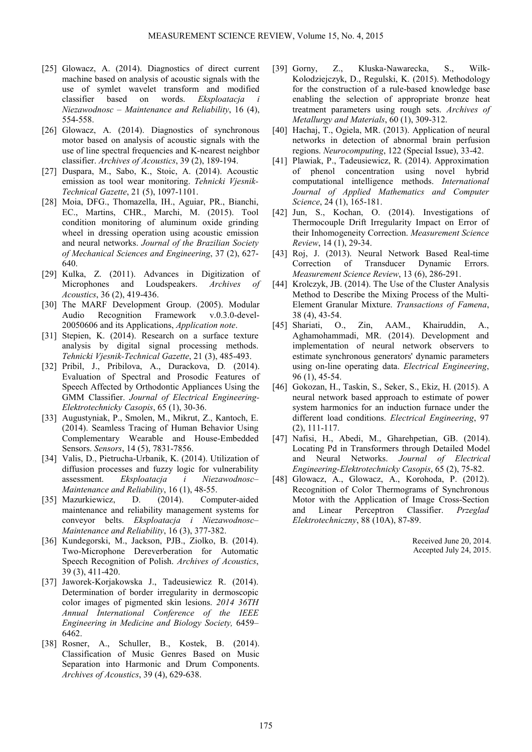[25] Glowacz, A. (2014). Diagnostics of direct current machine based on analysis of acoustic signals with the use of symlet wavelet transform and modified classifier based on words. *Eksploatacja i Niezawodnosc – Maintenance and Reliability*, 16 (4), 554-558.

[26] Glowacz, A. (2014). Diagnostics of synchronous motor based on analysis of acoustic signals with the use of line spectral frequencies and K-nearest neighbor classifier. *Archives of Acoustics*, 39 (2), 189-194.

[27] Duspara, M., Sabo, K., Stoic, A. (2014). Acoustic emission as tool wear monitoring. *Tehnicki Vjesnik-Technical Gazette*, 21 (5), 1097-1101.

[28] Moia, DFG., Thomazella, IH., Aguiar, PR., Bianchi, EC., Martins, CHR., Marchi, M. (2015). Tool condition monitoring of aluminum oxide grinding wheel in dressing operation using acoustic emission and neural networks. *Journal of the Brazilian Society of Mechanical Sciences and Engineering*, 37 (2), 627-640.

[29] Kulka, Z. (2011). Advances in Digitization of Microphones and Loudspeakers. *Archives of Acoustics*, 36 (2), 419-436.

[30] The MARF Development Group. (2005). Modular Audio Recognition Framework v.0.3.0-devel-20050606 and its Applications, *Application note*.

[31] Stepien, K. (2014). Research on a surface texture analysis by digital signal processing methods. *Tehnicki Vjesnik-Technical Gazette*, 21 (3), 485-493.

[32] Pribil, J., Pribilova, A., Durackova, D. (2014). Evaluation of Spectral and Prosodic Features of Speech Affected by Orthodontic Appliances Using the GMM Classifier. *Journal of Electrical Engineering-Elektrotechnicky Casopis*, 65 (1), 30-36.

[33] Augustyniak, P., Smolen, M., Mikrut, Z., Kantoch, E. (2014). Seamless Tracing of Human Behavior Using Complementary Wearable and House-Embedded Sensors. *Sensors*, 14 (5), 7831-7856.

[34] Valis, D., Pietrucha-Urbanik, K. (2014). Utilization of diffusion processes and fuzzy logic for vulnerability assessment. *Eksploatacja i Niezawodnosc– Maintenance and Reliability*, 16 (1), 48-55.

[35] Mazurkiewicz, D. (2014). Computer-aided maintenance and reliability management systems for conveyor belts. *Eksploatacja i Niezawodnosc– Maintenance and Reliability*, 16 (3), 377-382.

[36] Kundegorski, M., Jackson, PJB., Ziolko, B. (2014). Two-Microphone Dereverberation for Automatic Speech Recognition of Polish. *Archives of Acoustics*, 39 (3), 411-420.

[37] Jaworek-Korjakowska J., Tadeusiewicz R. (2014). Determination of border irregularity in dermoscopic color images of pigmented skin lesions. *2014 36TH Annual International Conference of the IEEE Engineering in Medicine and Biology Society,* 6459–6462.

[38] Rosner, A., Schuller, B., Kostek, B. (2014). Classification of Music Genres Based on Music Separation into Harmonic and Drum Components. *Archives of Acoustics*, 39 (4), 629-638.

[39] Gorny, Z., Kluska-Nawarecka, S., Wilk-Kolodziejczyk, D., Regulski, K. (2015). Methodology for the construction of a rule-based knowledge base enabling the selection of appropriate bronze heat treatment parameters using rough sets. *Archives of Metallurgy and Materials*, 60 (1), 309-312.

[40] Hachaj, T., Ogiela, MR. (2013). Application of neural networks in detection of abnormal brain perfusion regions. *Neurocomputing*, 122 (Special Issue), 33-42.

[41] Plawiak, P., Tadeusiewicz, R. (2014). Approximation of phenol concentration using novel hybrid computational intelligence methods. *International Journal of Applied Mathematics and Computer Science*, 24 (1), 165-181.

[42] Jun, S., Kochan, O. (2014). Investigations of Thermocouple Drift Irregularity Impact on Error of their Inhomogeneity Correction. *Measurement Science Review*, 14 (1), 29-34.

[43] Roj, J. (2013). Neural Network Based Real-time Correction of Transducer Dynamic Errors. *Measurement Science Review*, 13 (6), 286-291.

[44] Krolczyk, JB. (2014). The Use of the Cluster Analysis Method to Describe the Mixing Process of the Multi-Element Granular Mixture. *Transactions of Famena*, 38 (4), 43-54.

[45] Shariati, O., Zin, AAM., Khairuddin, A., Aghamohammadi, MR. (2014). Development and implementation of neural network observers to estimate synchronous generators' dynamic parameters using on-line operating data. *Electrical Engineering*, 96 (1), 45-54.

[46] Gokozan, H., Taskin, S., Seker, S., Ekiz, H. (2015). A neural network based approach to estimate of power system harmonics for an induction furnace under the different load conditions. *Electrical Engineering*, 97 (2), 111-117.

[47] Nafisi, H., Abedi, M., Gharehpetian, GB. (2014). Locating Pd in Transformers through Detailed Model and Neural Networks. *Journal of Electrical Engineering-Elektrotechnicky Casopis*, 65 (2), 75-82.

[48] Glowacz, A., Glowacz, A., Korohoda, P. (2012). Recognition of Color Thermograms of Synchronous Motor with the Application of Image Cross-Section and Linear Perceptron Classifier. *Przeglad Elektrotechniczny*, 88 (10A), 87-89.

Received June 20, 2014.
Accepted July 24, 2015.